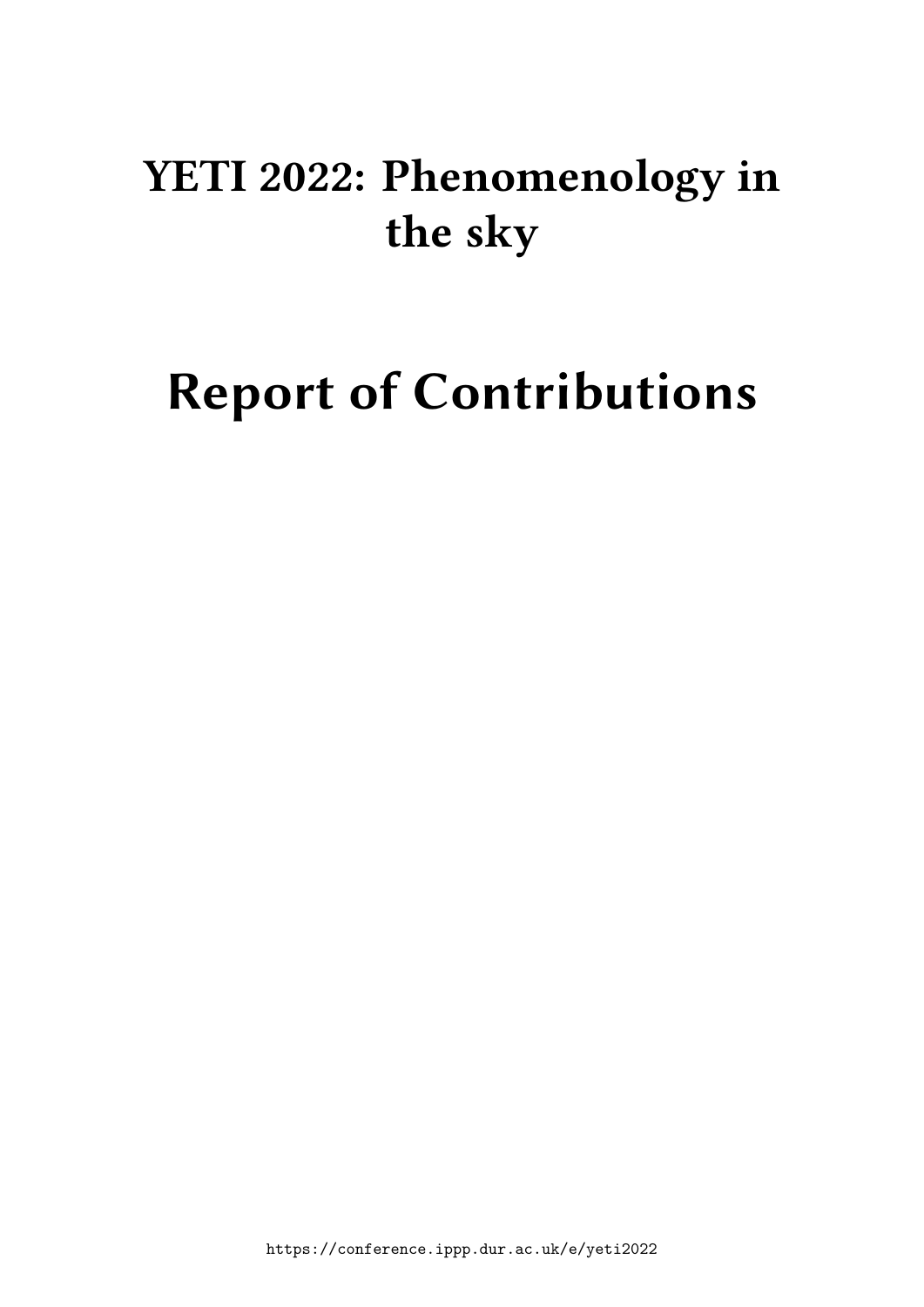# YETI 2022: Phenomenology in the sky

# Report of Contributions

https://conference.ippp.dur.ac.uk/e/yeti2022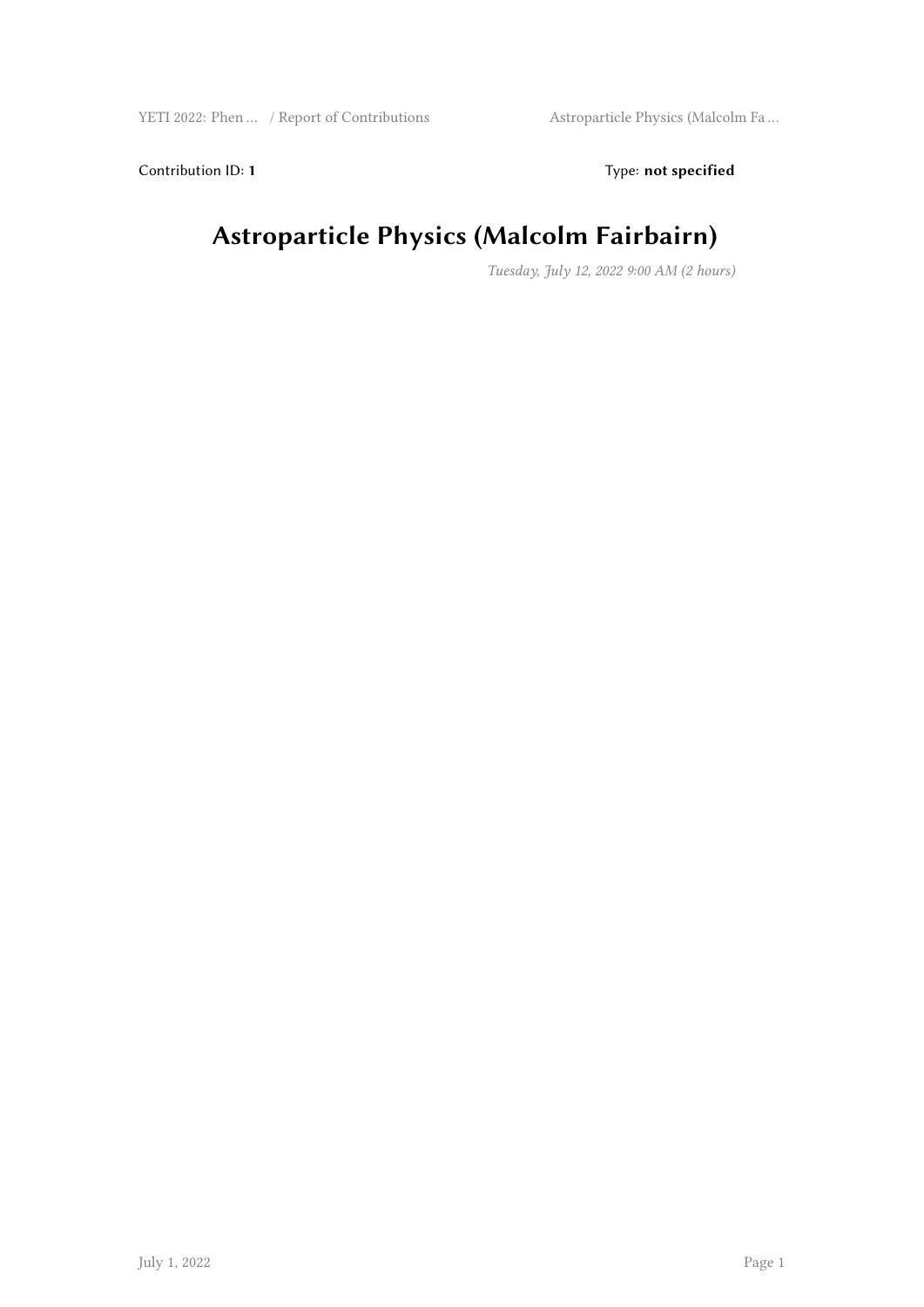Contribution ID: **1** Type: **not specified**

# Astroparticle Physics (Malcolm Fairbairn)

*Tuesday, July 12, 2022 9:00 AM (2 hours)*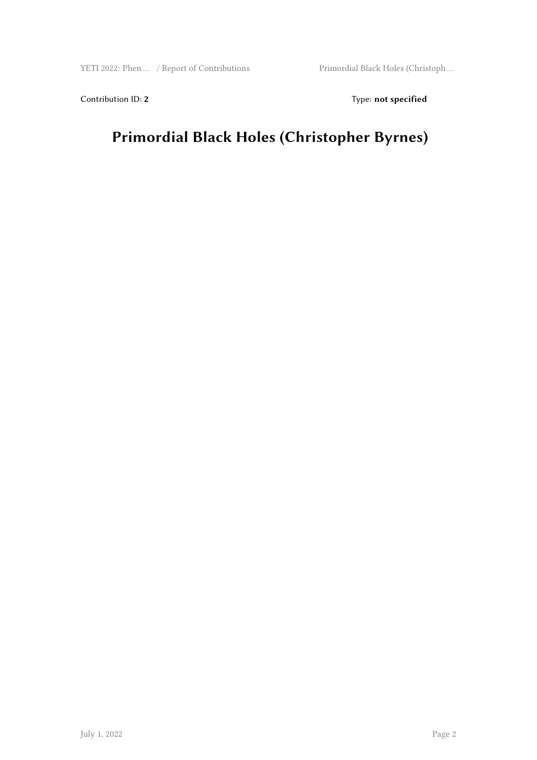Contribution ID: **2**

Type: **not specified**

# Primordial Black Holes (Christopher Byrnes)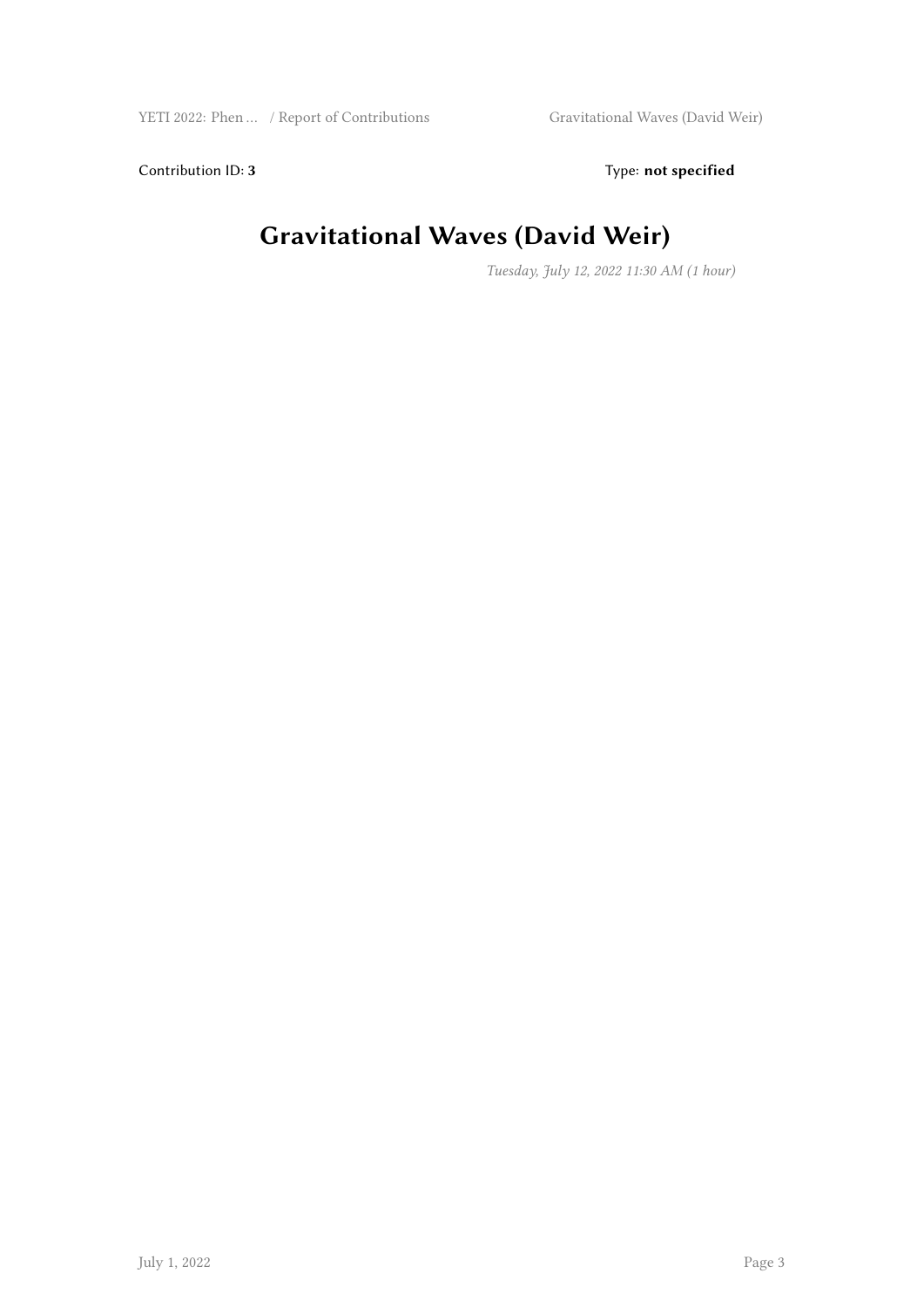Contribution ID: **3**

Type: **not specified**

# Gravitational Waves (David Weir)

*Tuesday, July 12, 2022 11:30 AM (1 hour)*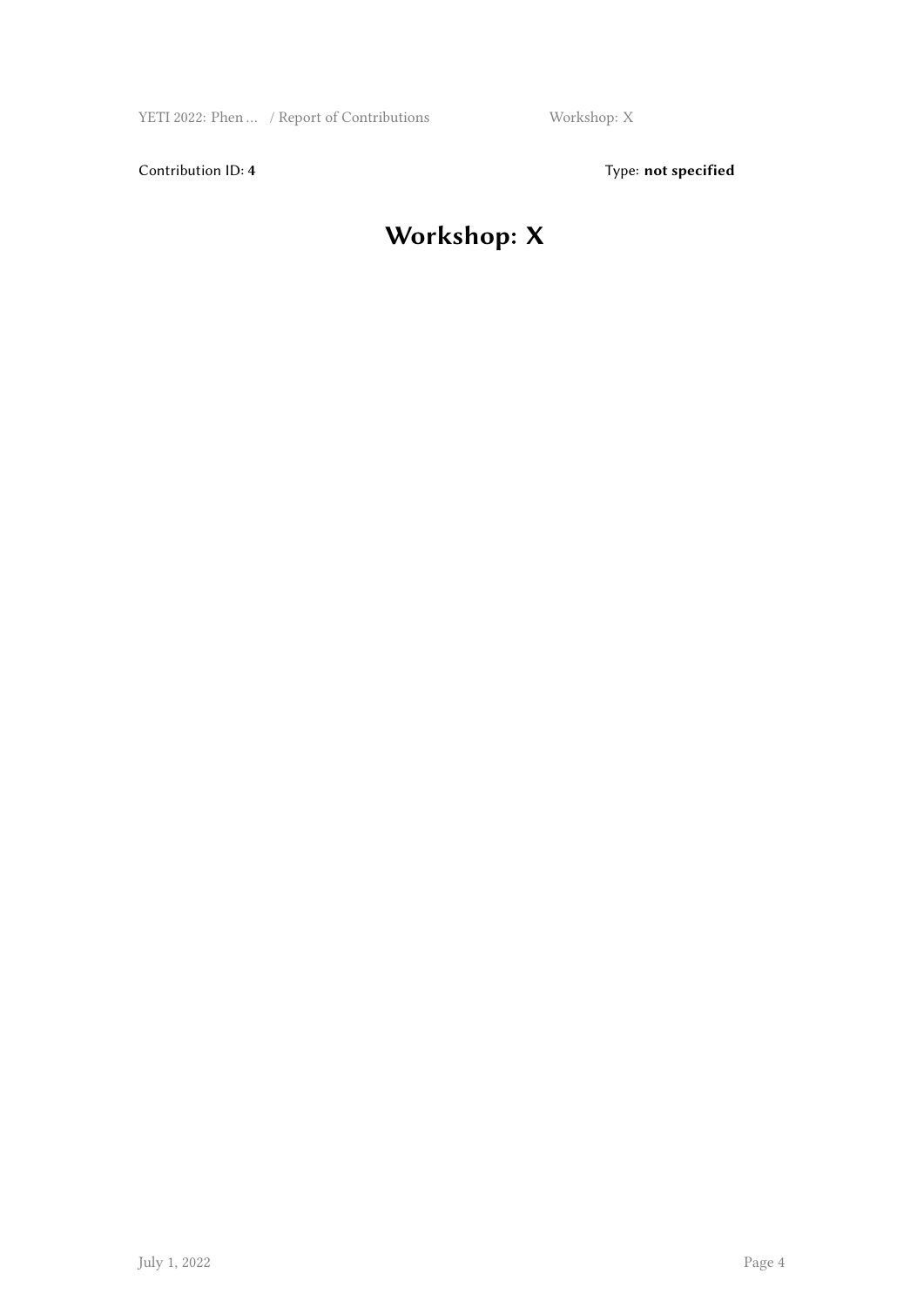Contribution ID: 4

Type: **not specified**

# Workshop: X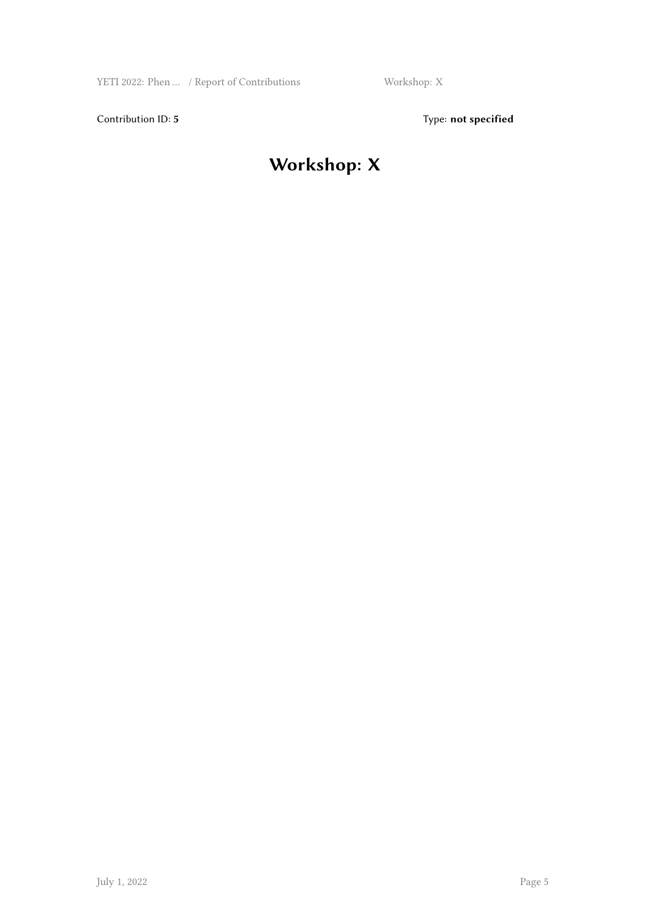Contribution ID: **5** Type: **not specified**

# Workshop: X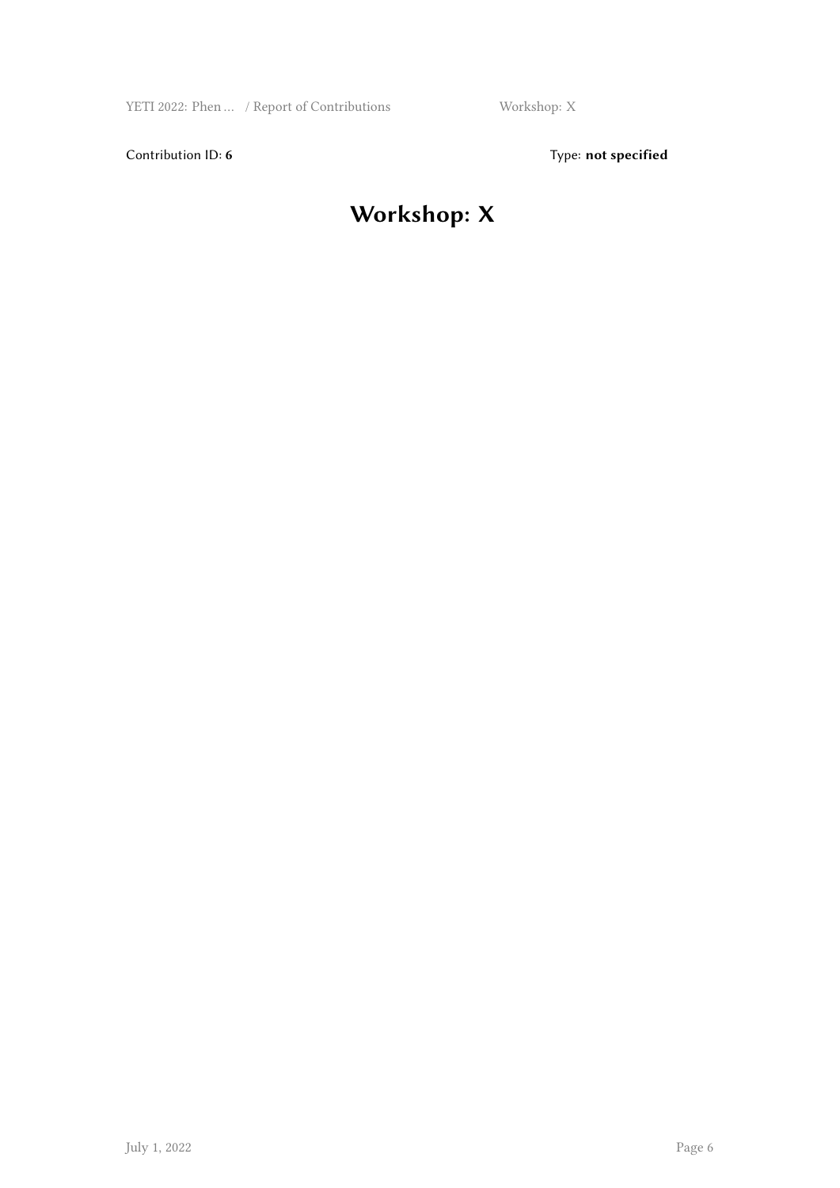Contribution ID: **6** Type: **not specified**

# Workshop: X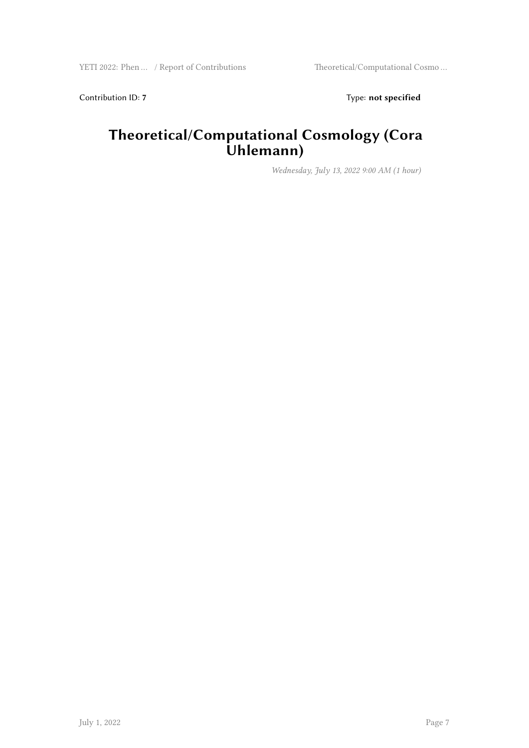Contribution ID: **7** Type: **not specified**

# Theoretical/Computational Cosmology (Cora Uhlemann)

*Wednesday, July 13, 2022 9:00 AM (1 hour)*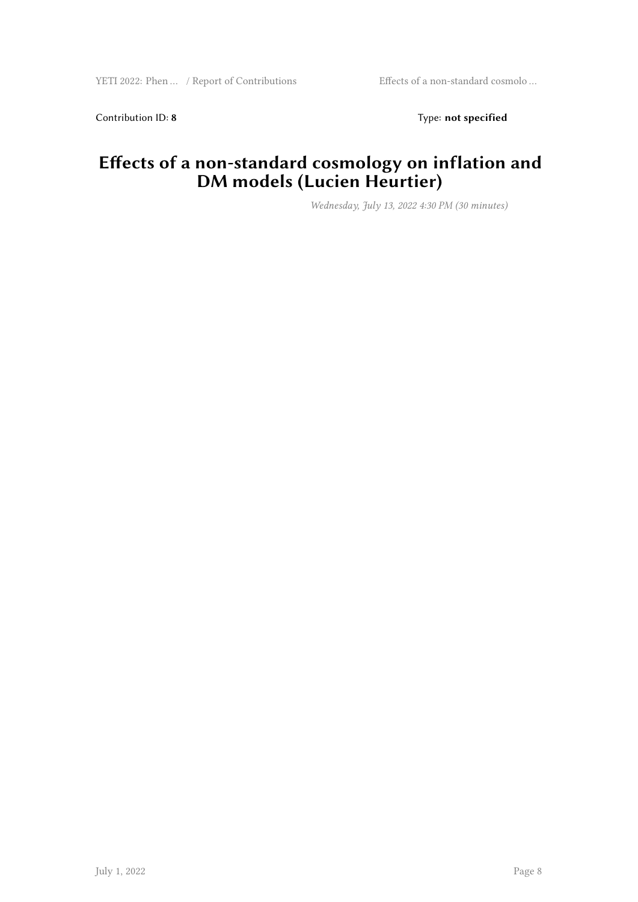Contribution ID: **8**

Type: **not specified**

# Effects of a non-standard cosmology on inflation and DM models (Lucien Heurtier)

*Wednesday, July 13, 2022 4:30 PM (30 minutes)*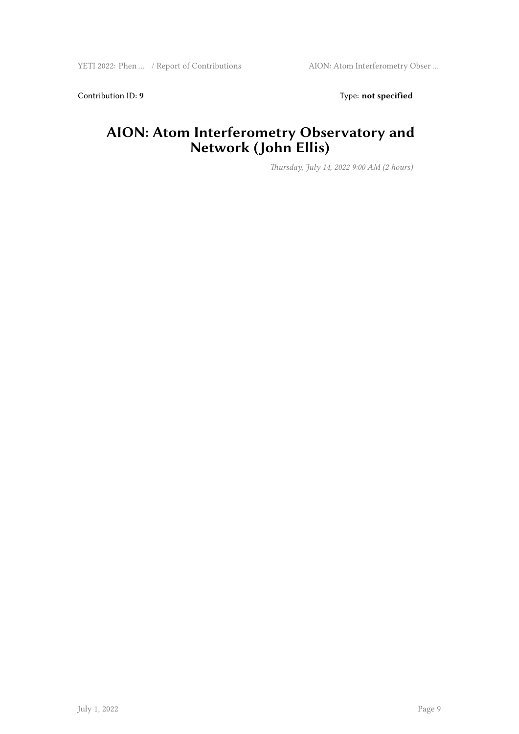Contribution ID: **9** Type: **not specified**

# AION: Atom Interferometry Observatory and Network (John Ellis)

*Thursday, July 14, 2022 9:00 AM (2 hours)*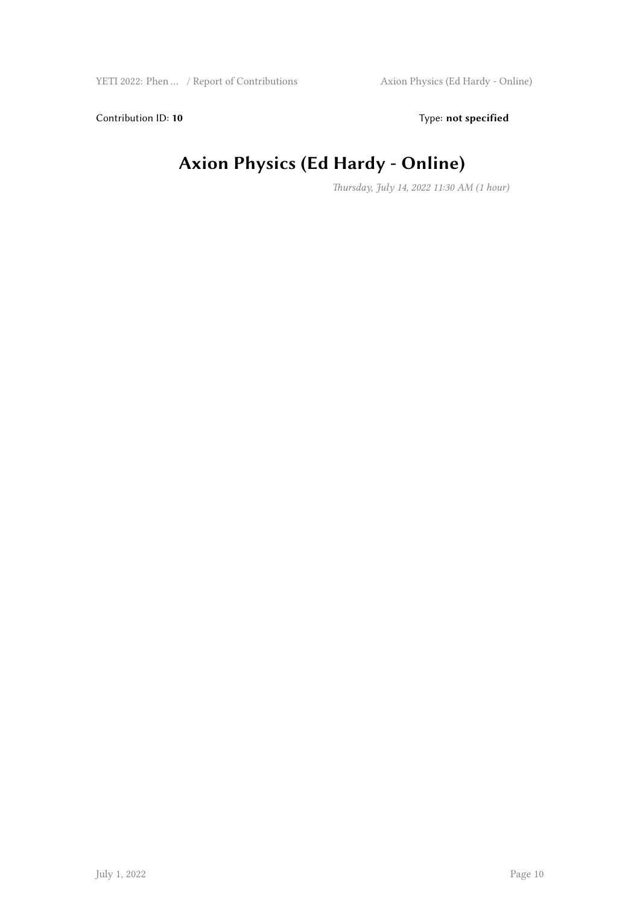Contribution ID: **10** Type: **not specified**

# Axion Physics (Ed Hardy - Online)

*Thursday, July 14, 2022 11:30 AM (1 hour)*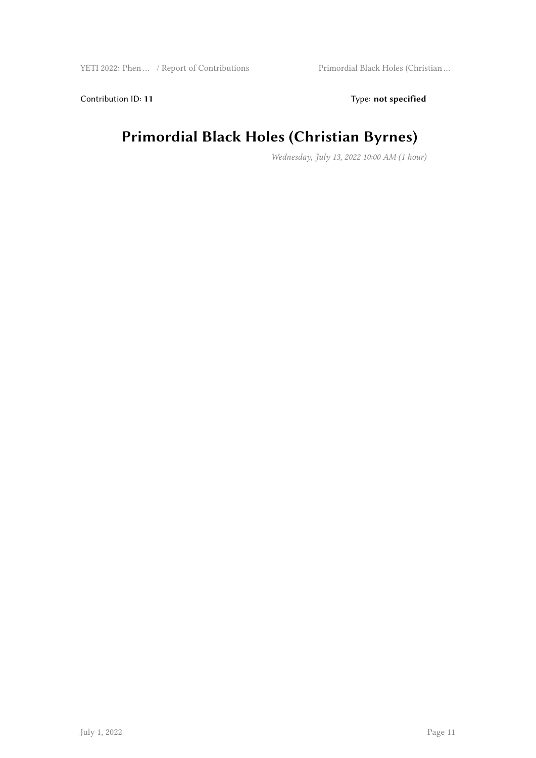Contribution ID: **11** Type: **not specified**

# Primordial Black Holes (Christian Byrnes)

*Wednesday, July 13, 2022 10:00 AM (1 hour)*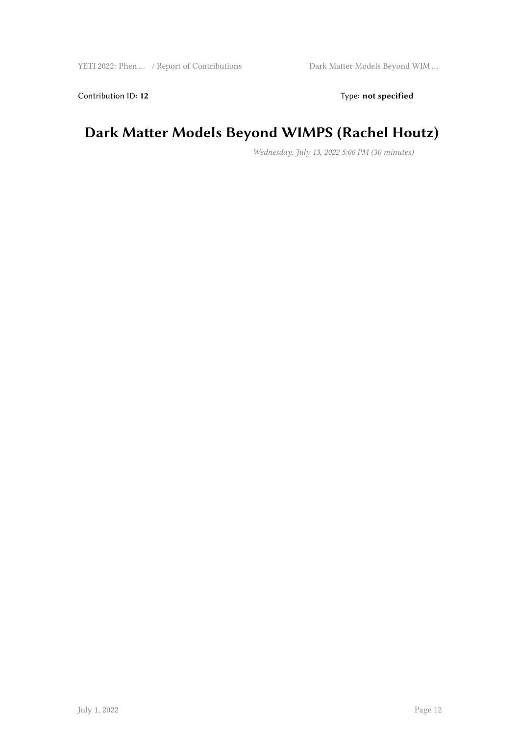Contribution ID: **12** Type: **not specified**

# Dark Matter Models Beyond WIMPS (Rachel Houtz)

*Wednesday, July 13, 2022 5:00 PM (30 minutes)*